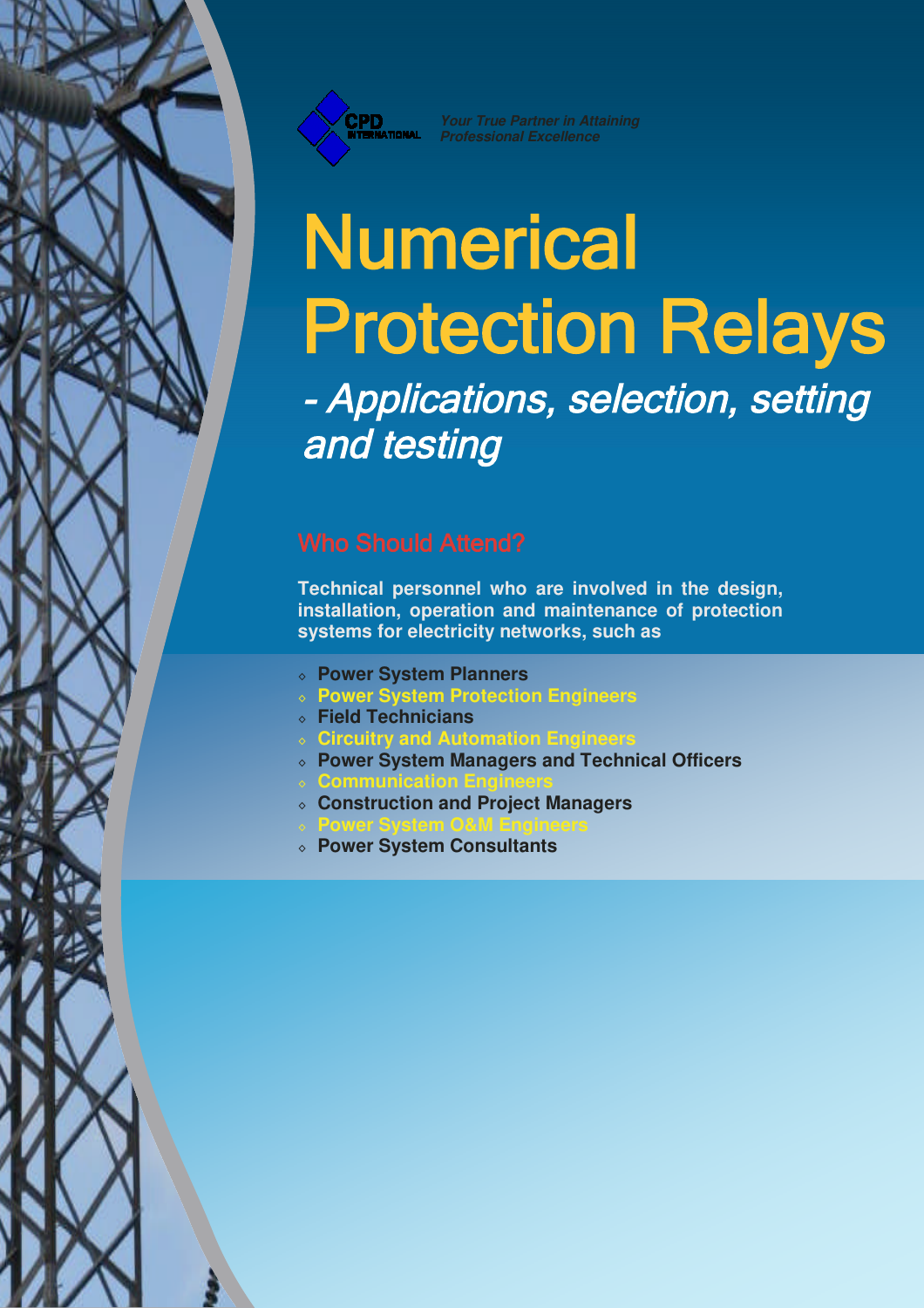CPD INTERNATIONAL

*Your True Partner in Attaining Professional Excellence*

# Numerical Protection Relays

## *- Applications, selection, setting and testing*

### Who Should Attend?

**Technical personnel who are involved in the design, installation, operation and maintenance of protection systems for electricity networks, such as**

- **Power System Planners**
- **Power System Protection Engineers**
- **Field Technicians**
- **Circuitry and Automation Engineers**
- **Power System Managers and Technical Officers**
- **Communication Engineers**
- **Construction and Project Managers**
- **Power System O&M Engineers**
- **Power System Consultants**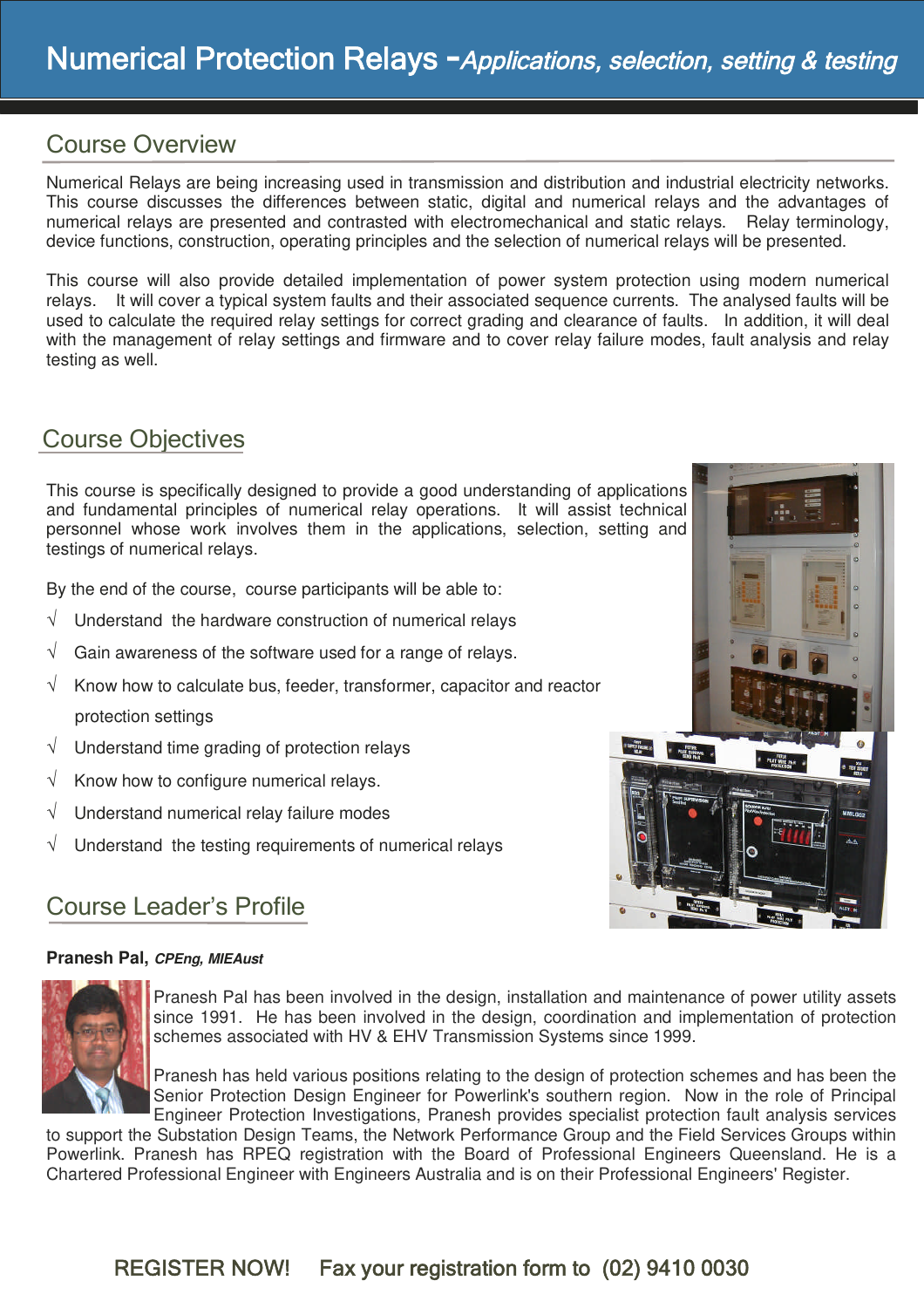# Numerical Protection Relays -*Applications, selection, setting & testing*

## Course Overview

Numerical Relays are being increasing used in transmission and distribution and industrial electricity networks. This course discusses the differences between static, digital and numerical relays and the advantages of numerical relays are presented and contrasted with electromechanical and static relays. Relay terminology, device functions, construction, operating principles and the selection of numerical relays will be presented.

This course will also provide detailed implementation of power system protection using modern numerical relays. It will cover a typical system faults and their associated sequence currents. The analysed faults will be used to calculate the required relay settings for correct grading and clearance of faults. In addition, it will deal with the management of relay settings and firmware and to cover relay failure modes, fault analysis and relay testing as well.

## Course Objectives

This course is specifically designed to provide a good understanding of applications and fundamental principles of numerical relay operations. It will assist technical personnel whose work involves them in the applications, selection, setting and testings of numerical relays.

By the end of the course, course participants will be able to:

- √ Understand the hardware construction of numerical relays
- √ Gain awareness of the software used for a range of relays.
- √ Know how to calculate bus, feeder, transformer, capacitor and reactor protection settings
- √ Understand time grading of protection relays
- √ Know how to configure numerical relays.
- √ Understand numerical relay failure modes
- √ Understand the testing requirements of numerical relays

## Course Leader's Profile

**Pranesh Pal,** ***CPEng, MIEAust***

Pranesh Pal has been involved in the design, installation and maintenance of power utility assets since 1991. He has been involved in the design, coordination and implementation of protection schemes associated with HV & EHV Transmission Systems since 1999.

Pranesh has held various positions relating to the design of protection schemes and has been the Senior Protection Design Engineer for Powerlink's southern region. Now in the role of Principal Engineer Protection Investigations, Pranesh provides specialist protection fault analysis services to support the Substation Design Teams, the Network Performance Group and the Field Services Groups within Powerlink. Pranesh has RPEQ registration with the Board of Professional Engineers Queensland. He is a Chartered Professional Engineer with Engineers Australia and is on their Professional Engineers' Register.

**REGISTER NOW! Fax your registration form to (02) 9410 0030**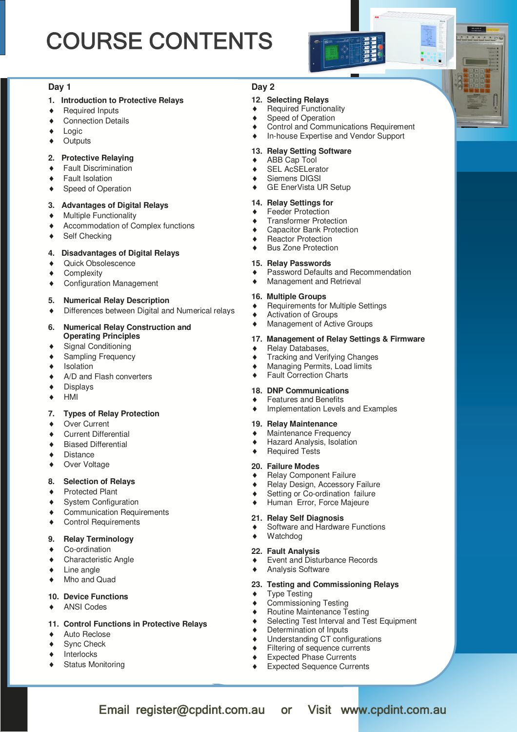# COURSE CONTENTS

## Day 1

**1. Introduction to Protective Relays**
- Required Inputs
- Connection Details
- Logic
- Outputs

**2. Protective Relaying**
- Fault Discrimination
- Fault Isolation
- Speed of Operation

**3. Advantages of Digital Relays**
- Multiple Functionality
- Accommodation of Complex functions
- Self Checking

**4. Disadvantages of Digital Relays**
- Quick Obsolescence
- Complexity
- Configuration Management

**5. Numerical Relay Description**
- Differences between Digital and Numerical relays

**6. Numerical Relay Construction and Operating Principles**
- Signal Conditioning
- Sampling Frequency
- Isolation
- A/D and Flash converters
- Displays
- HMI

**7. Types of Relay Protection**
- Over Current
- Current Differential
- Biased Differential
- Distance
- Over Voltage

**8. Selection of Relays**
- Protected Plant
- System Configuration
- Communication Requirements
- Control Requirements

**9. Relay Terminology**
- Co-ordination
- Characteristic Angle
- Line angle
- Mho and Quad

**10. Device Functions**
- ANSI Codes

**11. Control Functions in Protective Relays**
- Auto Reclose
- Sync Check
- Interlocks
- Status Monitoring

## Day 2

**12. Selecting Relays**
- Required Functionality
- Speed of Operation
- Control and Communications Requirement
- In-house Expertise and Vendor Support

**13. Relay Setting Software**
- ABB Cap Tool
- SEL AcSELerator
- Siemens DIGSI
- GE EnerVista UR Setup

**14. Relay Settings for**
- Feeder Protection
- Transformer Protection
- Capacitor Bank Protection
- Reactor Protection
- Bus Zone Protection

**15. Relay Passwords**
- Password Defaults and Recommendation
- Management and Retrieval

**16. Multiple Groups**
- Requirements for Multiple Settings
- Activation of Groups
- Management of Active Groups

**17. Management of Relay Settings & Firmware**
- Relay Databases,
- Tracking and Verifying Changes
- Managing Permits, Load limits
- Fault Correction Charts

**18. DNP Communications**
- Features and Benefits
- Implementation Levels and Examples

**19. Relay Maintenance**
- Maintenance Frequency
- Hazard Analysis, Isolation
- Required Tests

**20. Failure Modes**
- Relay Component Failure
- Relay Design, Accessory Failure
- Setting or Co-ordination failure
- Human Error, Force Majeure

**21. Relay Self Diagnosis**
- Software and Hardware Functions
- Watchdog

**22. Fault Analysis**
- Event and Disturbance Records
- Analysis Software

**23. Testing and Commissioning Relays**
- Type Testing
- Commissioning Testing
- Routine Maintenance Testing
- Selecting Test Interval and Test Equipment
- Determination of Inputs
- Understanding CT configurations
- Filtering of sequence currents
- Expected Phase Currents
- Expected Sequence Currents

Email register@cpdint.com.au or Visit www.cpdint.com.au